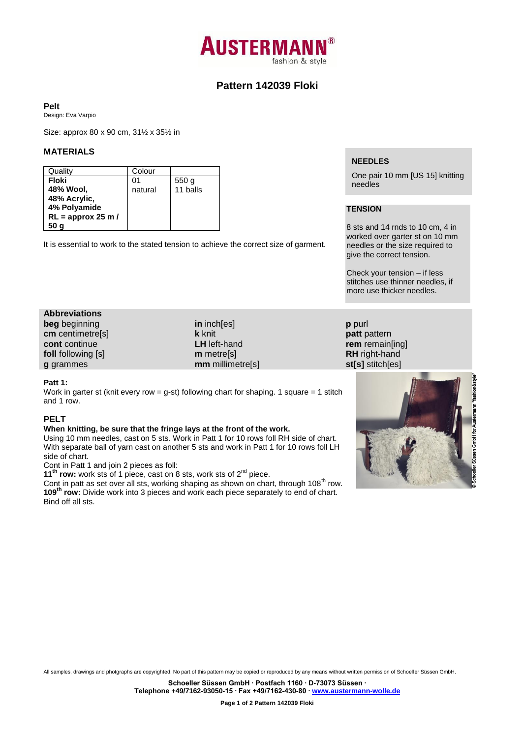# AUSTERMANN®

fashion & style

## Pattern 142039 Floki

**Pelt**

Design: Eva Varpio

Size: approx 80 x 90 cm, 31½ x 35½ in

### MATERIALS

| Quality | Colour | |
|---|---|---|
| **Floki** **48% Wool, 48% Acrylic, 4% Polyamide RL = approx 25 m / 50 g** | 01 natural | 550 g 11 balls |

It is essential to work to the stated tension to achieve the correct size of garment.

**NEEDLES**

One pair 10 mm [US 15] knitting needles

**TENSION**

8 sts and 14 rnds to 10 cm, 4 in worked over garter st on 10 mm needles or the size required to give the correct tension.

Check your tension – if less stitches use thinner needles, if more use thicker needles.

**Abbreviations**

**beg** beginning
**cm** centimetre[s]
**cont** continue
**foll** following [s]
**g** grammes
**in** inch[es]
**k** knit
**LH** left-hand
**m** metre[s]
**mm** millimetre[s]
**p** purl
**patt** pattern
**rem** remain[ing]
**RH** right-hand
**st[s]** stitch[es]

**Patt 1:**

Work in garter st (knit every row = g-st) following chart for shaping. 1 square = 1 stitch and 1 row.

### PELT

**When knitting, be sure that the fringe lays at the front of the work.**

Using 10 mm needles, cast on 5 sts. Work in Patt 1 for 10 rows foll RH side of chart.
With separate ball of yarn cast on another 5 sts and work in Patt 1 for 10 rows foll LH side of chart.

Cont in Patt 1 and join 2 pieces as foll:

**11th row:** work sts of 1 piece, cast on 8 sts, work sts of 2nd piece.

Cont in patt as set over all sts, working shaping as shown on chart, through 108th row.

**109th row:** Divide work into 3 pieces and work each piece separately to end of chart.

Bind off all sts.

© Schoeller Süssen GmbH for Austermann "fashion&style"

All samples, drawings and photgraphs are copyrighted. No part of this pattern may be copied or reproduced by any means without written permission of Schoeller Süssen GmbH.

**Schoeller Süssen GmbH · Postfach 1160 · D-73073 Süssen ·**
**Telephone +49/7162-93050-15 · Fax +49/7162-430-80 · www.austermann-wolle.de**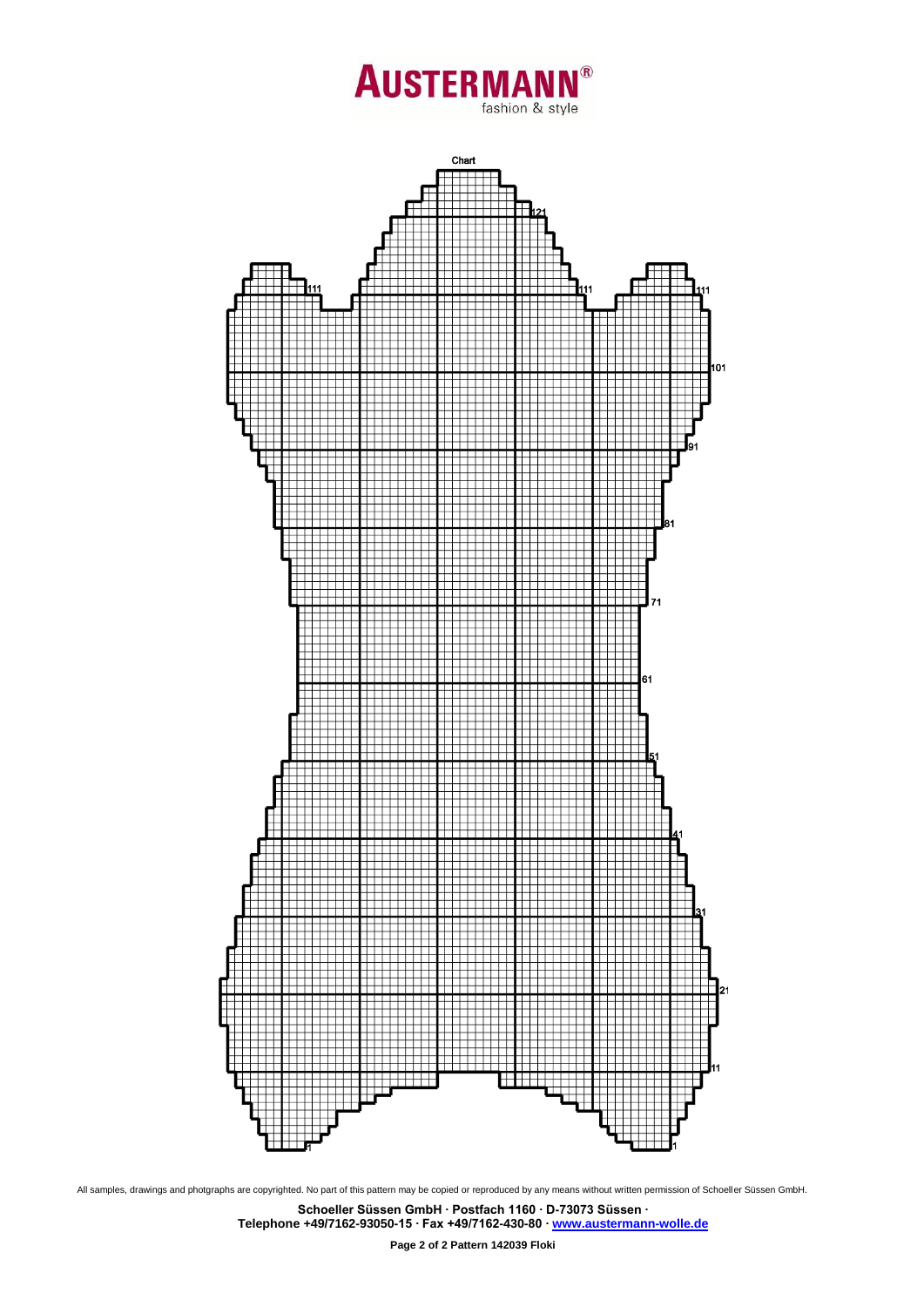Chart

121

111

111

111

101

91

81

71

61

51

41

31

21

11

1

1

All samples, drawings and photgraphs are copyrighted. No part of this pattern may be copied or reproduced by any means without written permission of Schoeller Süssen GmbH.

**Schoeller Süssen GmbH · Postfach 1160 · D-73073 Süssen ·**
**Telephone +49/7162-93050-15 · Fax +49/7162-430-80 · www.austermann-wolle.de**

**Page 2 of 2 Pattern 142039 Floki**